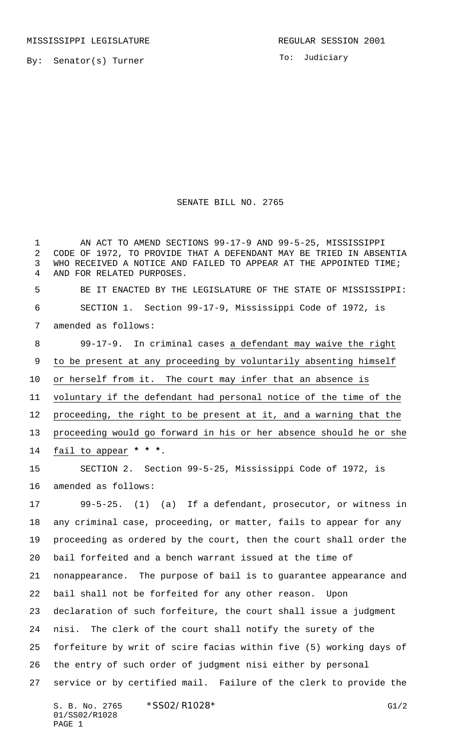MISSISSIPPI LEGISLATURE REGULAR SESSION 2001

By: Senator(s) Turner

To: Judiciary

SENATE BILL NO. 2765

AN ACT TO AMEND SECTIONS 99-17-9 AND 99-5-25, MISSISSIPPI CODE OF 1972, TO PROVIDE THAT A DEFENDANT MAY BE TRIED IN ABSENTIA WHO RECEIVED A NOTICE AND FAILED TO APPEAR AT THE APPOINTED TIME; AND FOR RELATED PURPOSES.

BE IT ENACTED BY THE LEGISLATURE OF THE STATE OF MISSISSIPPI:

SECTION 1. Section 99-17-9, Mississippi Code of 1972, is amended as follows:

99-17-9. In criminal cases a defendant may waive the right to be present at any proceeding by voluntarily absenting himself or herself from it. The court may infer that an absence is voluntary if the defendant had personal notice of the time of the proceeding, the right to be present at it, and a warning that the proceeding would go forward in his or her absence should he or she fail to appear *** * ***.

SECTION 2. Section 99-5-25, Mississippi Code of 1972, is amended as follows:

99-5-25. (1) (a) If a defendant, prosecutor, or witness in any criminal case, proceeding, or matter, fails to appear for any proceeding as ordered by the court, then the court shall order the bail forfeited and a bench warrant issued at the time of nonappearance. The purpose of bail is to guarantee appearance and bail shall not be forfeited for any other reason. Upon declaration of such forfeiture, the court shall issue a judgment nisi. The clerk of the court shall notify the surety of the forfeiture by writ of scire facias within five (5) working days of the entry of such order of judgment nisi either by personal service or by certified mail. Failure of the clerk to provide the

S. B. No. 2765 *SS02/R1028* G1/2
01/SS02/R1028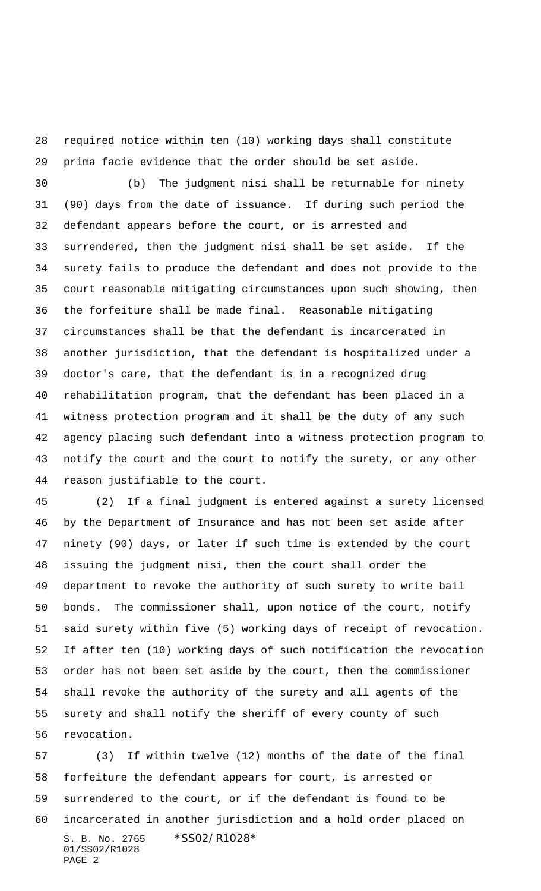required notice within ten (10) working days shall constitute prima facie evidence that the order should be set aside.

(b) The judgment nisi shall be returnable for ninety (90) days from the date of issuance. If during such period the defendant appears before the court, or is arrested and surrendered, then the judgment nisi shall be set aside. If the surety fails to produce the defendant and does not provide to the court reasonable mitigating circumstances upon such showing, then the forfeiture shall be made final. Reasonable mitigating circumstances shall be that the defendant is incarcerated in another jurisdiction, that the defendant is hospitalized under a doctor's care, that the defendant is in a recognized drug rehabilitation program, that the defendant has been placed in a witness protection program and it shall be the duty of any such agency placing such defendant into a witness protection program to notify the court and the court to notify the surety, or any other reason justifiable to the court.

(2) If a final judgment is entered against a surety licensed by the Department of Insurance and has not been set aside after ninety (90) days, or later if such time is extended by the court issuing the judgment nisi, then the court shall order the department to revoke the authority of such surety to write bail bonds. The commissioner shall, upon notice of the court, notify said surety within five (5) working days of receipt of revocation. If after ten (10) working days of such notification the revocation order has not been set aside by the court, then the commissioner shall revoke the authority of the surety and all agents of the surety and shall notify the sheriff of every county of such revocation.

(3) If within twelve (12) months of the date of the final forfeiture the defendant appears for court, is arrested or surrendered to the court, or if the defendant is found to be incarcerated in another jurisdiction and a hold order placed on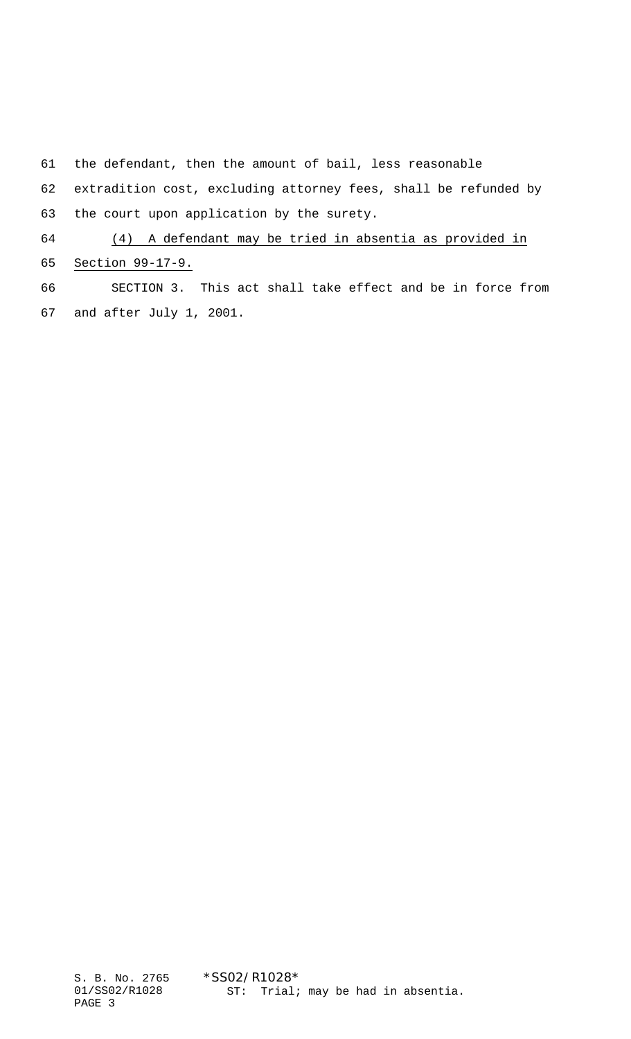the defendant, then the amount of bail, less reasonable extradition cost, excluding attorney fees, shall be refunded by the court upon application by the surety.

(4) A defendant may be tried in absentia as provided in Section 99-17-9.

SECTION 3. This act shall take effect and be in force from and after July 1, 2001.